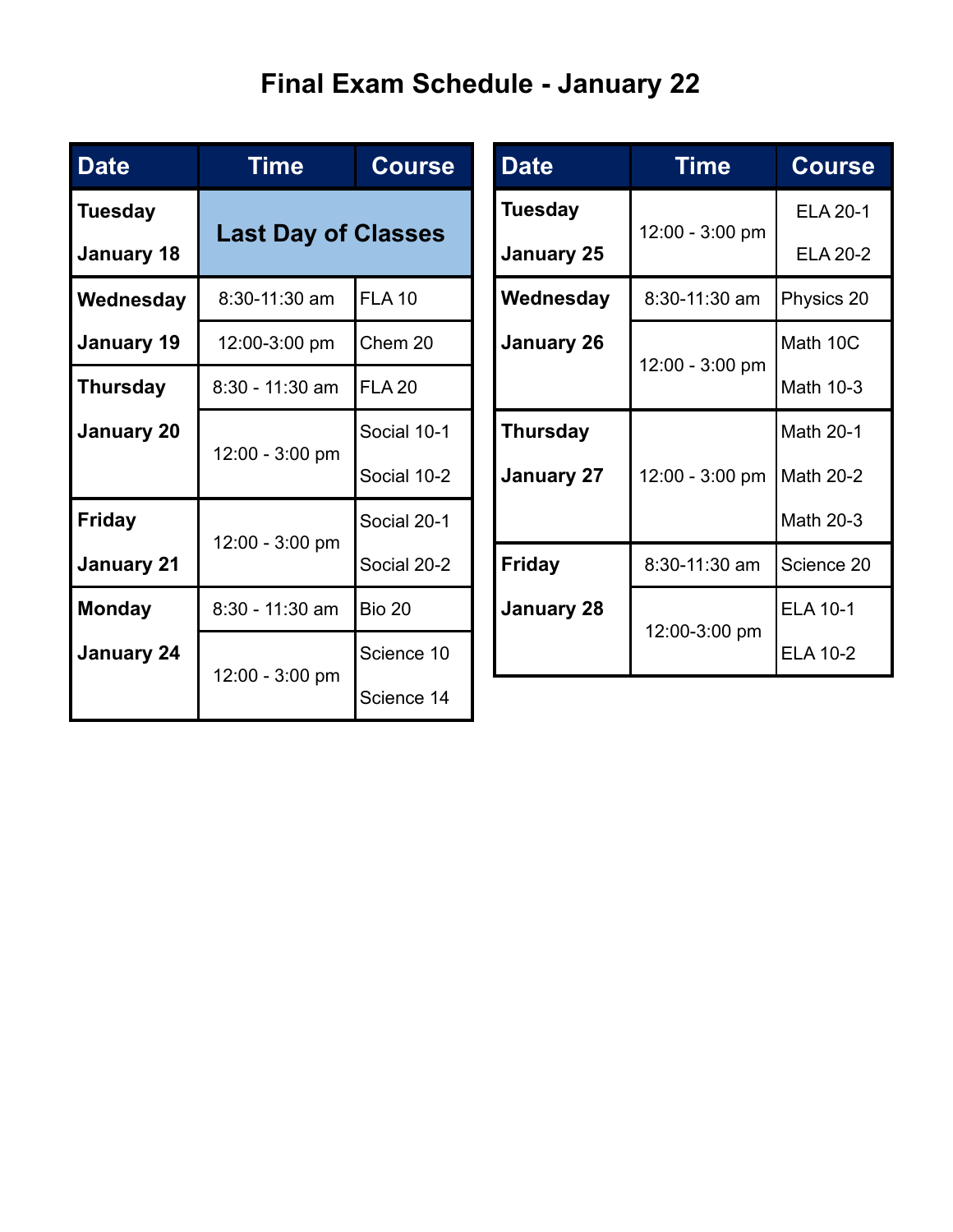# Final Exam Schedule - January 22

| Date | Time | Course |
|---|---|---|
| Tuesday January 18 | Last Day of Classes | |
| Wednesday January 19 | 8:30-11:30 am | FLA 10 |
| | 12:00-3:00 pm | Chem 20 |
| Thursday January 20 | 8:30 - 11:30 am | FLA 20 |
| | 12:00 - 3:00 pm | Social 10-1<br>Social 10-2 |
| Friday January 21 | 12:00 - 3:00 pm | Social 20-1<br>Social 20-2 |
| Monday January 24 | 8:30 - 11:30 am | Bio 20 |
| | 12:00 - 3:00 pm | Science 10<br>Science 14 |

| Date | Time | Course |
|---|---|---|
| Tuesday January 25 | 12:00 - 3:00 pm | ELA 20-1<br>ELA 20-2 |
| Wednesday January 26 | 8:30-11:30 am | Physics 20 |
| | 12:00 - 3:00 pm | Math 10C<br>Math 10-3 |
| Thursday January 27 | 12:00 - 3:00 pm | Math 20-1<br>Math 20-2<br>Math 20-3 |
| Friday January 28 | 8:30-11:30 am | Science 20 |
| | 12:00-3:00 pm | ELA 10-1<br>ELA 10-2 |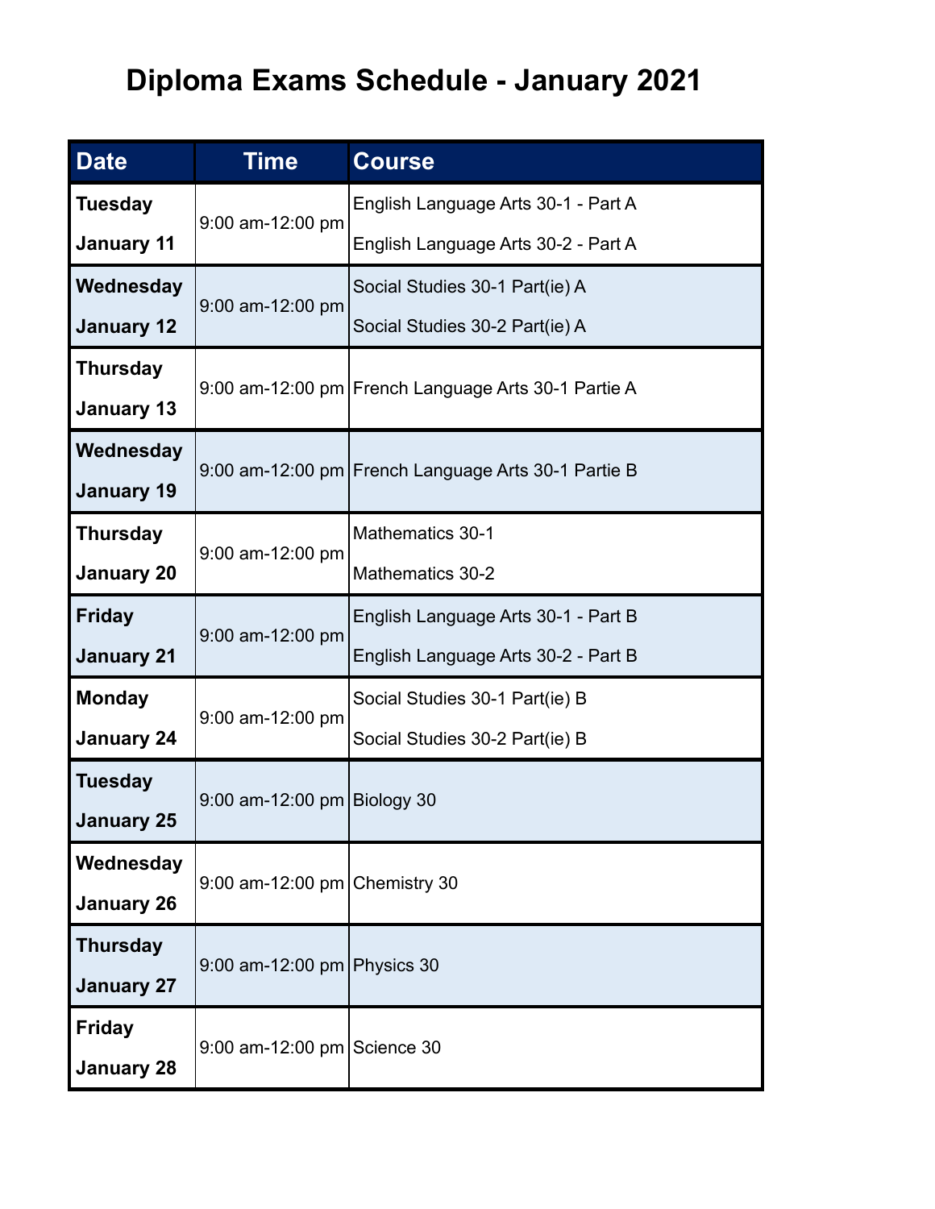# Diploma Exams Schedule - January 2021

| Date | Time | Course |
|---|---|---|
| **Tuesday January 11** | 9:00 am-12:00 pm | English Language Arts 30-1 - Part A<br>English Language Arts 30-2 - Part A |
| **Wednesday January 12** | 9:00 am-12:00 pm | Social Studies 30-1 Part(ie) A<br>Social Studies 30-2 Part(ie) A |
| **Thursday January 13** | 9:00 am-12:00 pm | French Language Arts 30-1 Partie A |
| **Wednesday January 19** | 9:00 am-12:00 pm | French Language Arts 30-1 Partie B |
| **Thursday January 20** | 9:00 am-12:00 pm | Mathematics 30-1<br>Mathematics 30-2 |
| **Friday January 21** | 9:00 am-12:00 pm | English Language Arts 30-1 - Part B<br>English Language Arts 30-2 - Part B |
| **Monday January 24** | 9:00 am-12:00 pm | Social Studies 30-1 Part(ie) B<br>Social Studies 30-2 Part(ie) B |
| **Tuesday January 25** | 9:00 am-12:00 pm | Biology 30 |
| **Wednesday January 26** | 9:00 am-12:00 pm | Chemistry 30 |
| **Thursday January 27** | 9:00 am-12:00 pm | Physics 30 |
| **Friday January 28** | 9:00 am-12:00 pm | Science 30 |